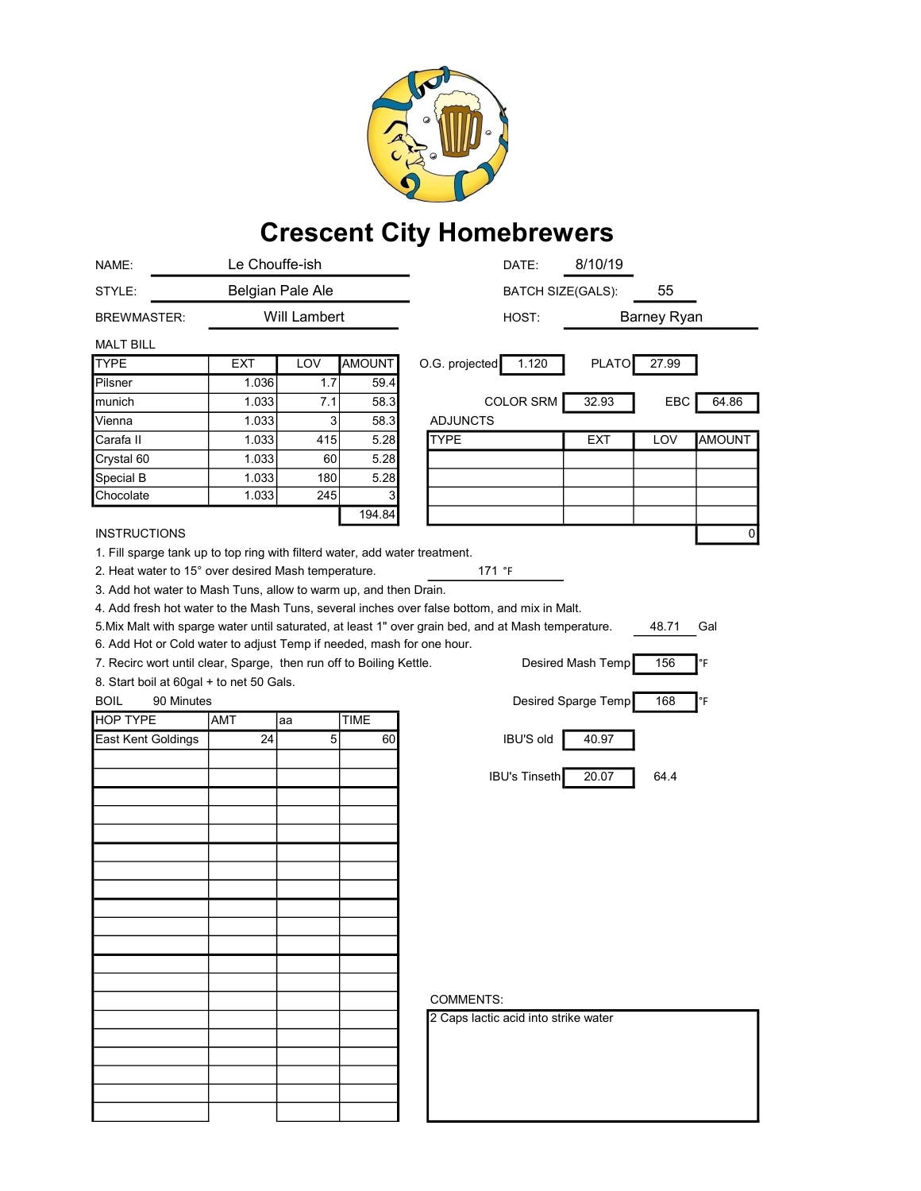# Crescent City Homebrewers

NAME: Le Chouffe-ish

DATE: 8/10/19

STYLE: Belgian Pale Ale

BATCH SIZE(GALS): 55

BREWMASTER: Will Lambert

HOST: Barney Ryan

MALT BILL

| TYPE | EXT | LOV | AMOUNT |
|---|---|---|---|
| Pilsner | 1.036 | 1.7 | 59.4 |
| munich | 1.033 | 7.1 | 58.3 |
| Vienna | 1.033 | 3 | 58.3 |
| Carafa II | 1.033 | 415 | 5.28 |
| Crystal 60 | 1.033 | 60 | 5.28 |
| Special B | 1.033 | 180 | 5.28 |
| Chocolate | 1.033 | 245 | 3 |
| | | | 194.84 |

O.G. projected: 1.120

PLATO: 27.99

COLOR SRM: 32.93

EBC: 64.86

ADJUNCTS

| TYPE | EXT | LOV | AMOUNT |
|---|---|---|---|
| | | | |
| | | | |
| | | | |
| | | | |
| | | | 0 |

INSTRUCTIONS

1. Fill sparge tank up to top ring with filterd water, add water treatment.
2. Heat water to 15° over desired Mash temperature. 171 °F
3. Add hot water to Mash Tuns, allow to warm up, and then Drain.
4. Add fresh hot water to the Mash Tuns, several inches over false bottom, and mix in Malt.
5. Mix Malt with sparge water until saturated, at least 1" over grain bed, and at Mash temperature. 48.71 Gal
6. Add Hot or Cold water to adjust Temp if needed, mash for one hour.
7. Recirc wort until clear, Sparge, then run off to Boiling Kettle.
8. Start boil at 60gal + to net 50 Gals.

Desired Mash Temp: 156 °F

Desired Sparge Temp: 168 °F

BOIL 90 Minutes

| HOP TYPE | AMT | aa | TIME |
|---|---|---|---|
| East Kent Goldings | 24 | 5 | 60 |

IBU'S old: 40.97

IBU's Tinseth: 20.07 64.4

COMMENTS:

2 Caps lactic acid into strike water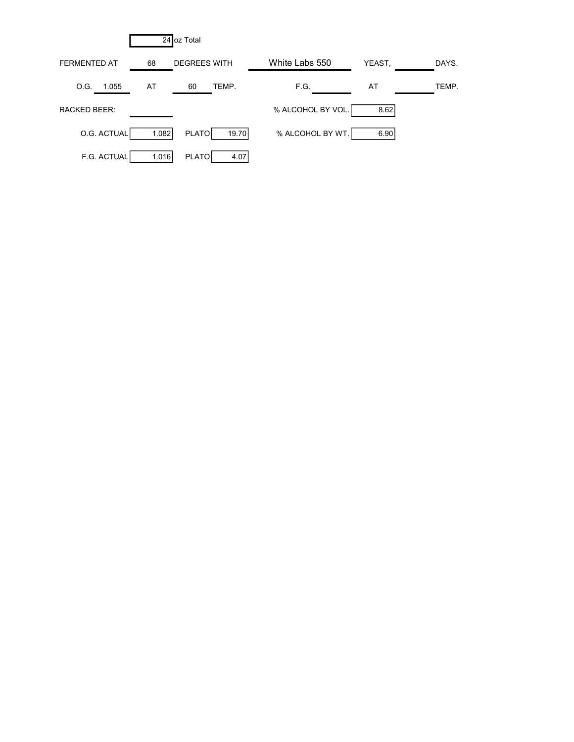| | |
|---|---|
| 24 | oz Total |

FERMENTED AT 68 DEGREES WITH White Labs 550 YEAST, ______ DAYS.

O.G. 1.055 AT 60 TEMP. F.G. ______ AT ______ TEMP.

RACKED BEER: ______

| | | | | | |
|---|---|---|---|---|---|
| | | | | % ALCOHOL BY VOL. | 8.62 |
| O.G. ACTUAL | 1.082 | PLATO | 19.70 | % ALCOHOL BY WT. | 6.90 |
| F.G. ACTUAL | 1.016 | PLATO | 4.07 | | |